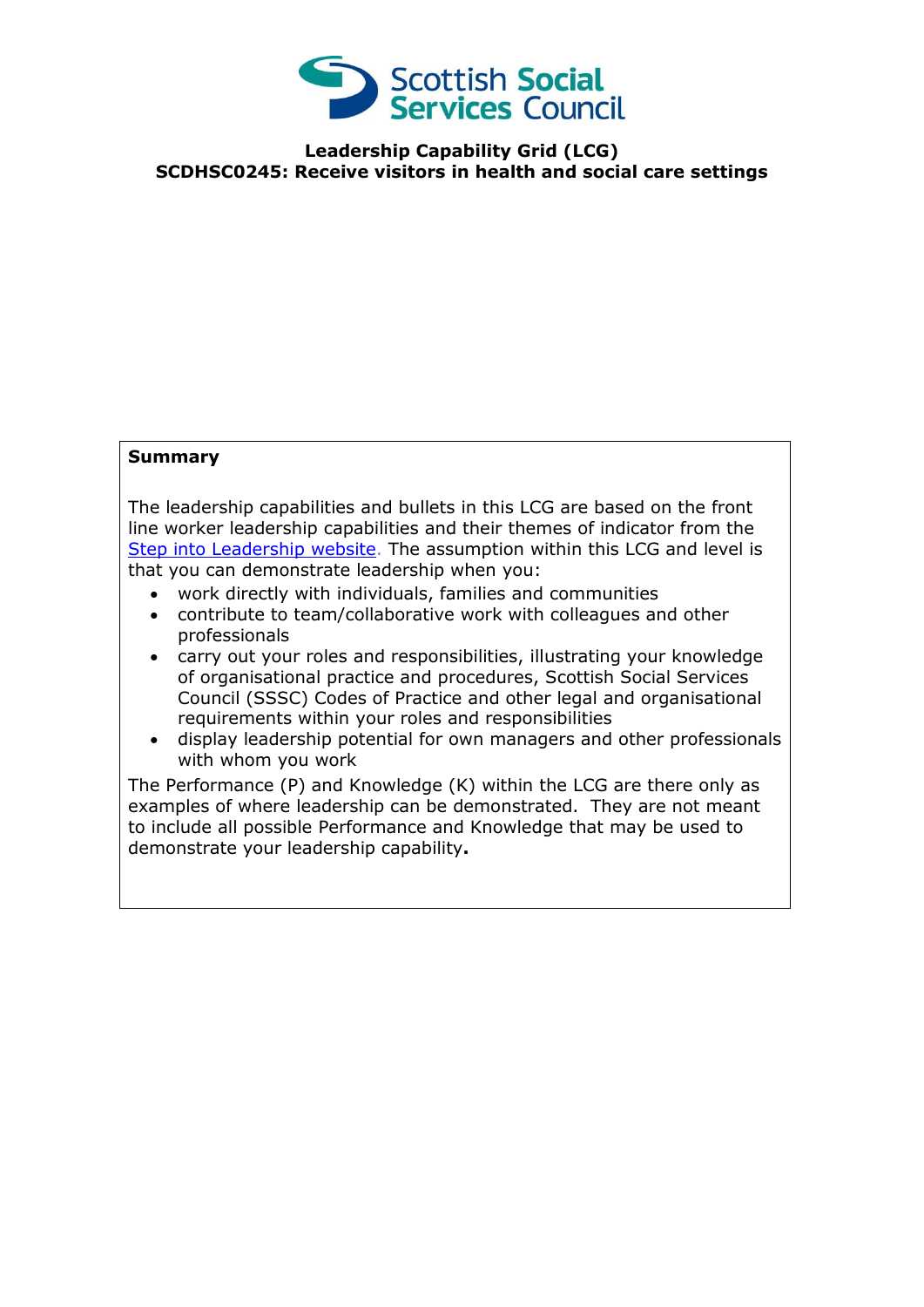Scottish Social Services Council

**Leadership Capability Grid (LCG)**
**SCDHSC0245: Receive visitors in health and social care settings**

**Summary**

The leadership capabilities and bullets in this LCG are based on the front line worker leadership capabilities and their themes of indicator from the Step into Leadership website. The assumption within this LCG and level is that you can demonstrate leadership when you:

- work directly with individuals, families and communities
- contribute to team/collaborative work with colleagues and other professionals
- carry out your roles and responsibilities, illustrating your knowledge of organisational practice and procedures, Scottish Social Services Council (SSSC) Codes of Practice and other legal and organisational requirements within your roles and responsibilities
- display leadership potential for own managers and other professionals with whom you work

The Performance (P) and Knowledge (K) within the LCG are there only as examples of where leadership can be demonstrated. They are not meant to include all possible Performance and Knowledge that may be used to demonstrate your leadership capability.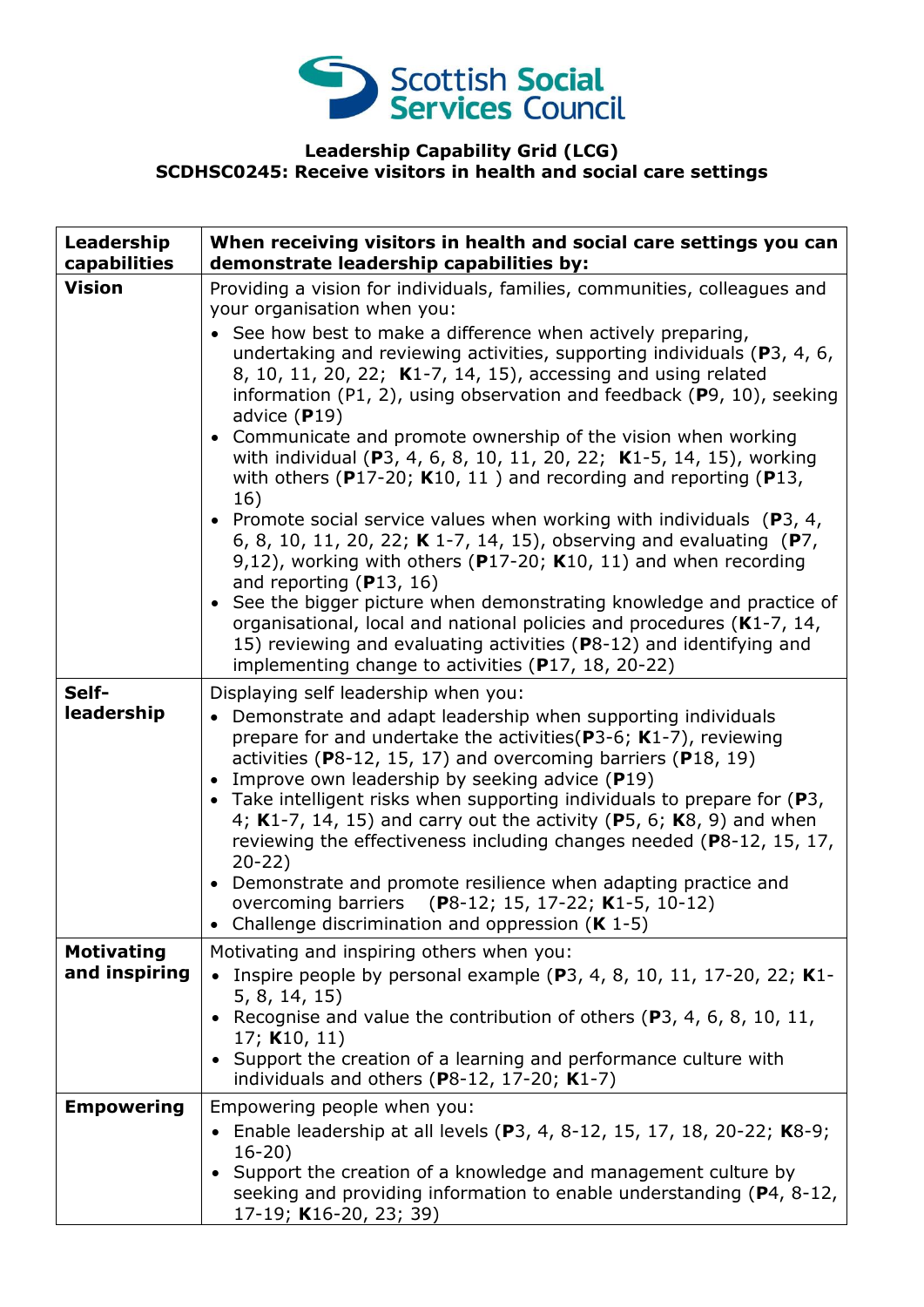**Leadership Capability Grid (LCG)**
**SCDHSC0245: Receive visitors in health and social care settings**

| Leadership capabilities | When receiving visitors in health and social care settings you can demonstrate leadership capabilities by: |
|---|---|
| **Vision** | Providing a vision for individuals, families, communities, colleagues and your organisation when you:<br>• See how best to make a difference when actively preparing, undertaking and reviewing activities, supporting individuals (**P**3, 4, 6, 8, 10, 11, 20, 22; **K**1-7, 14, 15), accessing and using related information (P1, 2), using observation and feedback (**P**9, 10), seeking advice (**P**19)<br>• Communicate and promote ownership of the vision when working with individual (**P**3, 4, 6, 8, 10, 11, 20, 22; **K**1-5, 14, 15), working with others (**P**17-20; **K**10, 11 ) and recording and reporting (**P**13, 16)<br>• Promote social service values when working with individuals (**P**3, 4, 6, 8, 10, 11, 20, 22; **K** 1-7, 14, 15), observing and evaluating (**P**7, 9,12), working with others (**P**17-20; **K**10, 11) and when recording and reporting (**P**13, 16)<br>• See the bigger picture when demonstrating knowledge and practice of organisational, local and national policies and procedures (**K**1-7, 14, 15) reviewing and evaluating activities (**P**8-12) and identifying and implementing change to activities (**P**17, 18, 20-22) |
| **Self-leadership** | Displaying self leadership when you:<br>• Demonstrate and adapt leadership when supporting individuals prepare for and undertake the activities(**P**3-6; **K**1-7), reviewing activities (**P**8-12, 15, 17) and overcoming barriers (**P**18, 19)<br>• Improve own leadership by seeking advice (**P**19)<br>• Take intelligent risks when supporting individuals to prepare for (**P**3, 4; **K**1-7, 14, 15) and carry out the activity (**P**5, 6; **K**8, 9) and when reviewing the effectiveness including changes needed (**P**8-12, 15, 17, 20-22)<br>• Demonstrate and promote resilience when adapting practice and overcoming barriers (**P**8-12; 15, 17-22; **K**1-5, 10-12)<br>• Challenge discrimination and oppression (**K** 1-5) |
| **Motivating and inspiring** | Motivating and inspiring others when you:<br>• Inspire people by personal example (**P**3, 4, 8, 10, 11, 17-20, 22; **K**1-5, 8, 14, 15)<br>• Recognise and value the contribution of others (**P**3, 4, 6, 8, 10, 11, 17; **K**10, 11)<br>• Support the creation of a learning and performance culture with individuals and others (**P**8-12, 17-20; **K**1-7) |
| **Empowering** | Empowering people when you:<br>• Enable leadership at all levels (**P**3, 4, 8-12, 15, 17, 18, 20-22; **K**8-9; 16-20)<br>• Support the creation of a knowledge and management culture by seeking and providing information to enable understanding (**P**4, 8-12, 17-19; **K**16-20, 23; 39) |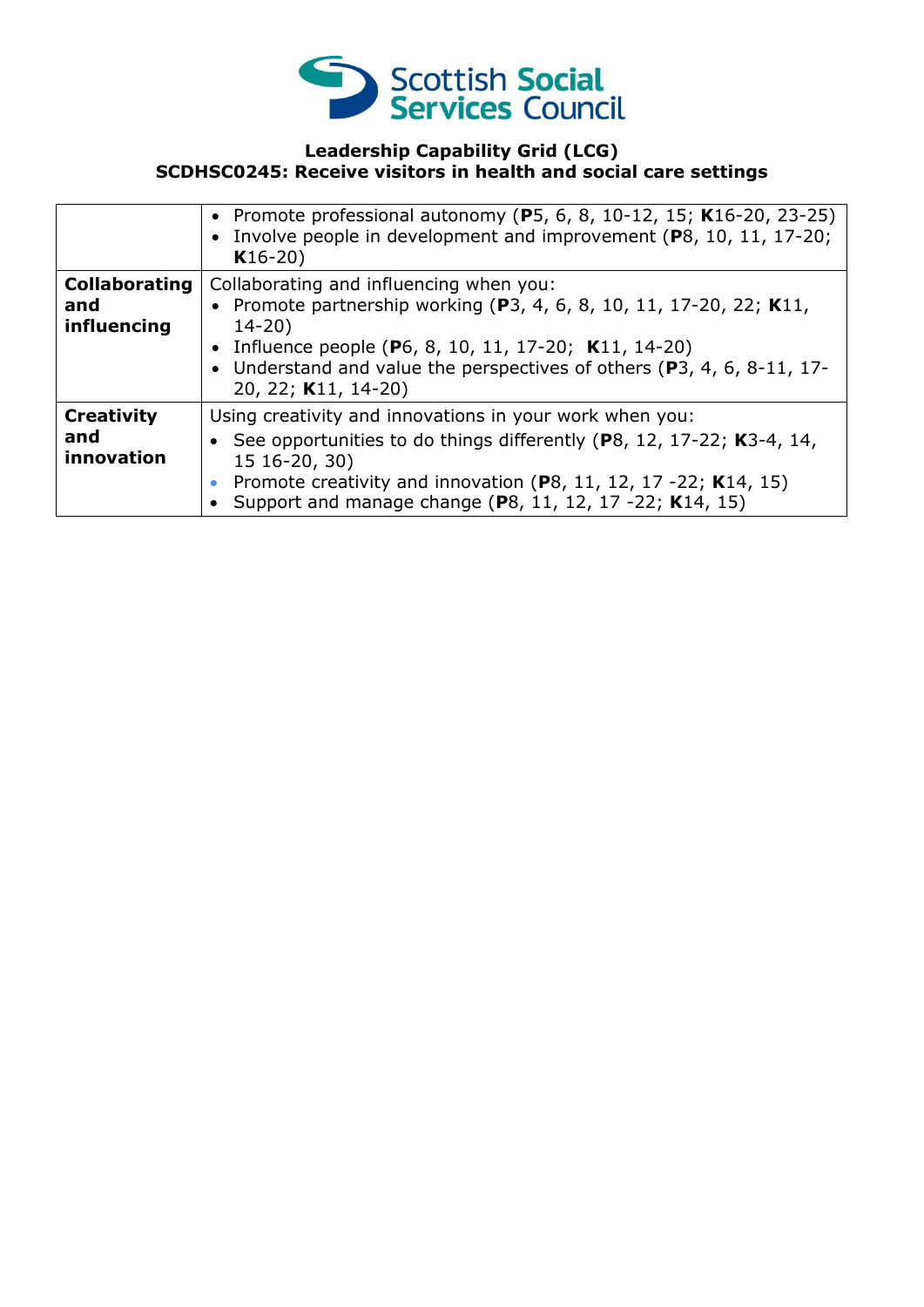**Leadership Capability Grid (LCG)**
**SCDHSC0245: Receive visitors in health and social care settings**

| | |
|---|---|
| | • Promote professional autonomy (**P**5, 6, 8, 10-12, 15; **K**16-20, 23-25)<br>• Involve people in development and improvement (**P**8, 10, 11, 17-20; **K**16-20) |
| **Collaborating and influencing** | Collaborating and influencing when you:<br>• Promote partnership working (**P**3, 4, 6, 8, 10, 11, 17-20, 22; **K**11, 14-20)<br>• Influence people (**P**6, 8, 10, 11, 17-20; **K**11, 14-20)<br>• Understand and value the perspectives of others (**P**3, 4, 6, 8-11, 17-20, 22; **K**11, 14-20) |
| **Creativity and innovation** | Using creativity and innovations in your work when you:<br>• See opportunities to do things differently (**P**8, 12, 17-22; **K**3-4, 14, 15 16-20, 30)<br>• Promote creativity and innovation (**P**8, 11, 12, 17 -22; **K**14, 15)<br>• Support and manage change (**P**8, 11, 12, 17 -22; **K**14, 15) |